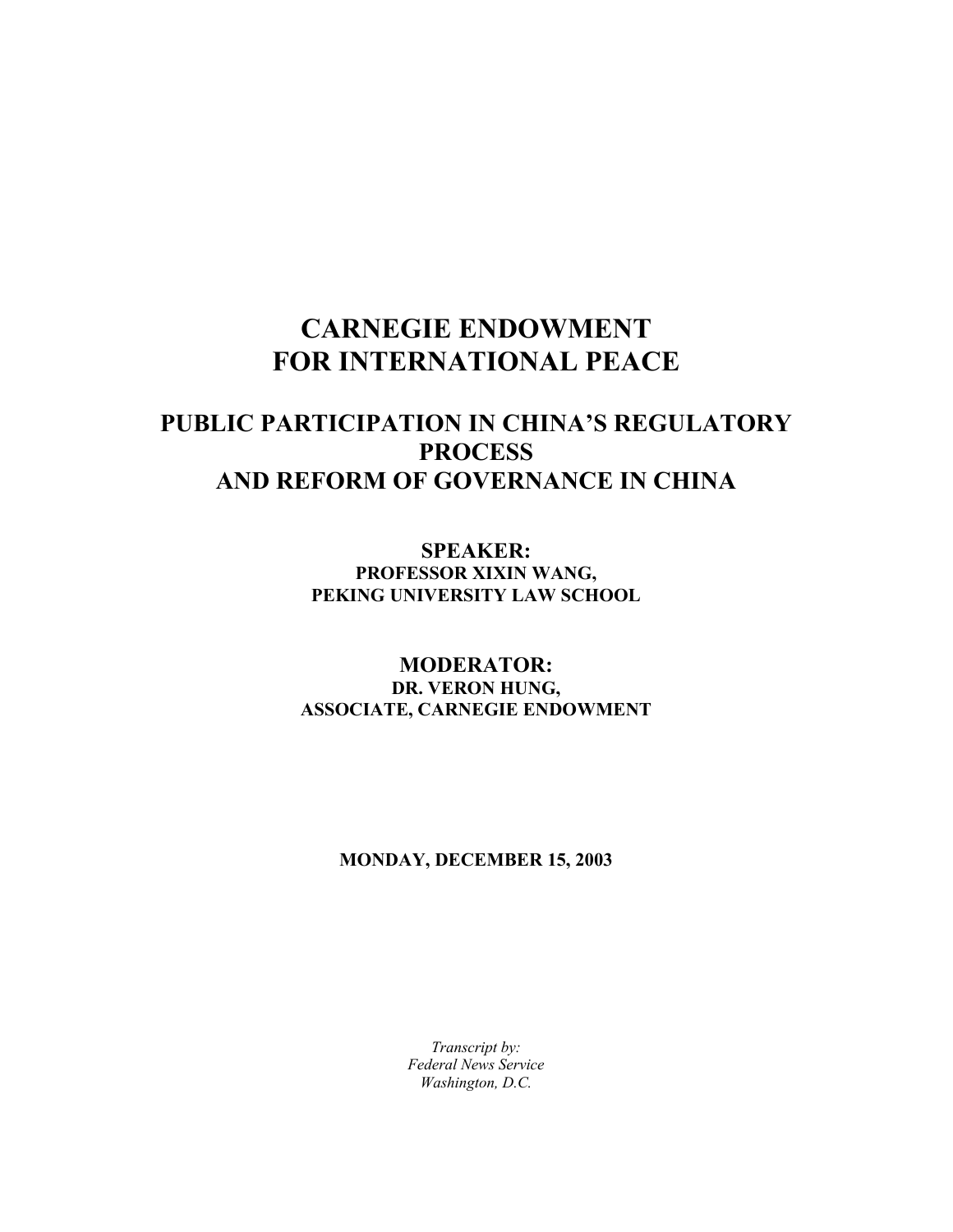# CARNEGIE ENDOWMENT FOR INTERNATIONAL PEACE

## PUBLIC PARTICIPATION IN CHINA'S REGULATORY PROCESS AND REFORM OF GOVERNANCE IN CHINA

**SPEAKER:**
**PROFESSOR XIXIN WANG,**
**PEKING UNIVERSITY LAW SCHOOL**

**MODERATOR:**
**DR. VERON HUNG,**
**ASSOCIATE, CARNEGIE ENDOWMENT**

**MONDAY, DECEMBER 15, 2003**

*Transcript by:*
*Federal News Service*
*Washington, D.C.*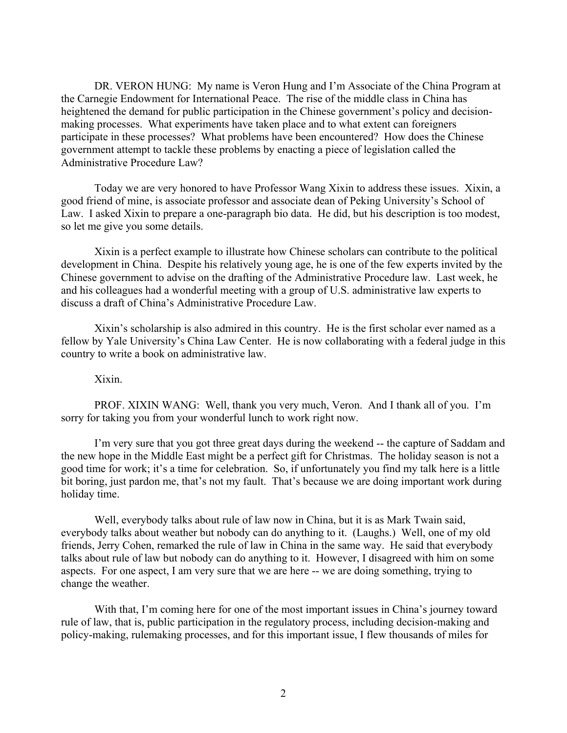DR. VERON HUNG: My name is Veron Hung and I'm Associate of the China Program at the Carnegie Endowment for International Peace. The rise of the middle class in China has heightened the demand for public participation in the Chinese government's policy and decision-making processes. What experiments have taken place and to what extent can foreigners participate in these processes? What problems have been encountered? How does the Chinese government attempt to tackle these problems by enacting a piece of legislation called the Administrative Procedure Law?

Today we are very honored to have Professor Wang Xixin to address these issues. Xixin, a good friend of mine, is associate professor and associate dean of Peking University's School of Law. I asked Xixin to prepare a one-paragraph bio data. He did, but his description is too modest, so let me give you some details.

Xixin is a perfect example to illustrate how Chinese scholars can contribute to the political development in China. Despite his relatively young age, he is one of the few experts invited by the Chinese government to advise on the drafting of the Administrative Procedure law. Last week, he and his colleagues had a wonderful meeting with a group of U.S. administrative law experts to discuss a draft of China's Administrative Procedure Law.

Xixin's scholarship is also admired in this country. He is the first scholar ever named as a fellow by Yale University's China Law Center. He is now collaborating with a federal judge in this country to write a book on administrative law.

Xixin.

PROF. XIXIN WANG: Well, thank you very much, Veron. And I thank all of you. I'm sorry for taking you from your wonderful lunch to work right now.

I'm very sure that you got three great days during the weekend -- the capture of Saddam and the new hope in the Middle East might be a perfect gift for Christmas. The holiday season is not a good time for work; it's a time for celebration. So, if unfortunately you find my talk here is a little bit boring, just pardon me, that's not my fault. That's because we are doing important work during holiday time.

Well, everybody talks about rule of law now in China, but it is as Mark Twain said, everybody talks about weather but nobody can do anything to it. (Laughs.) Well, one of my old friends, Jerry Cohen, remarked the rule of law in China in the same way. He said that everybody talks about rule of law but nobody can do anything to it. However, I disagreed with him on some aspects. For one aspect, I am very sure that we are here -- we are doing something, trying to change the weather.

With that, I'm coming here for one of the most important issues in China's journey toward rule of law, that is, public participation in the regulatory process, including decision-making and policy-making, rulemaking processes, and for this important issue, I flew thousands of miles for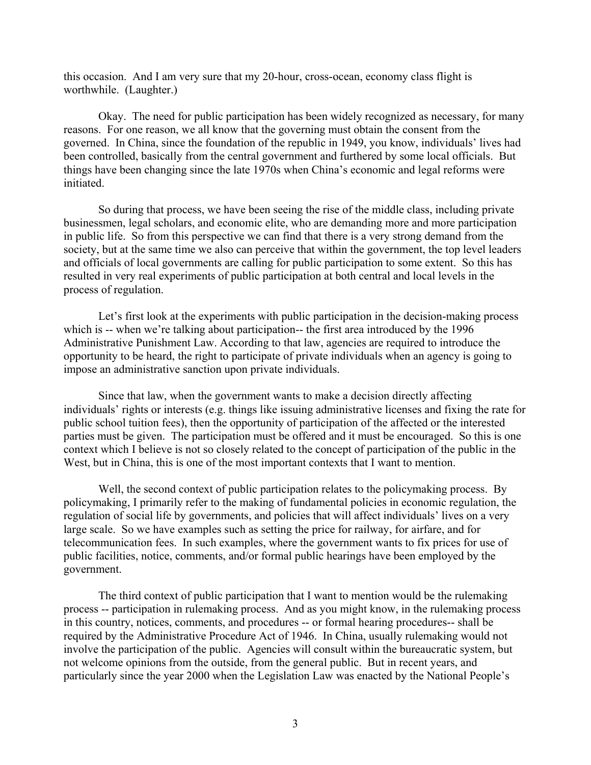this occasion. And I am very sure that my 20-hour, cross-ocean, economy class flight is worthwhile. (Laughter.)

Okay. The need for public participation has been widely recognized as necessary, for many reasons. For one reason, we all know that the governing must obtain the consent from the governed. In China, since the foundation of the republic in 1949, you know, individuals' lives had been controlled, basically from the central government and furthered by some local officials. But things have been changing since the late 1970s when China's economic and legal reforms were initiated.

So during that process, we have been seeing the rise of the middle class, including private businessmen, legal scholars, and economic elite, who are demanding more and more participation in public life. So from this perspective we can find that there is a very strong demand from the society, but at the same time we also can perceive that within the government, the top level leaders and officials of local governments are calling for public participation to some extent. So this has resulted in very real experiments of public participation at both central and local levels in the process of regulation.

Let's first look at the experiments with public participation in the decision-making process which is -- when we're talking about participation-- the first area introduced by the 1996 Administrative Punishment Law. According to that law, agencies are required to introduce the opportunity to be heard, the right to participate of private individuals when an agency is going to impose an administrative sanction upon private individuals.

Since that law, when the government wants to make a decision directly affecting individuals' rights or interests (e.g. things like issuing administrative licenses and fixing the rate for public school tuition fees), then the opportunity of participation of the affected or the interested parties must be given. The participation must be offered and it must be encouraged. So this is one context which I believe is not so closely related to the concept of participation of the public in the West, but in China, this is one of the most important contexts that I want to mention.

Well, the second context of public participation relates to the policymaking process. By policymaking, I primarily refer to the making of fundamental policies in economic regulation, the regulation of social life by governments, and policies that will affect individuals' lives on a very large scale. So we have examples such as setting the price for railway, for airfare, and for telecommunication fees. In such examples, where the government wants to fix prices for use of public facilities, notice, comments, and/or formal public hearings have been employed by the government.

The third context of public participation that I want to mention would be the rulemaking process -- participation in rulemaking process. And as you might know, in the rulemaking process in this country, notices, comments, and procedures -- or formal hearing procedures-- shall be required by the Administrative Procedure Act of 1946. In China, usually rulemaking would not involve the participation of the public. Agencies will consult within the bureaucratic system, but not welcome opinions from the outside, from the general public. But in recent years, and particularly since the year 2000 when the Legislation Law was enacted by the National People's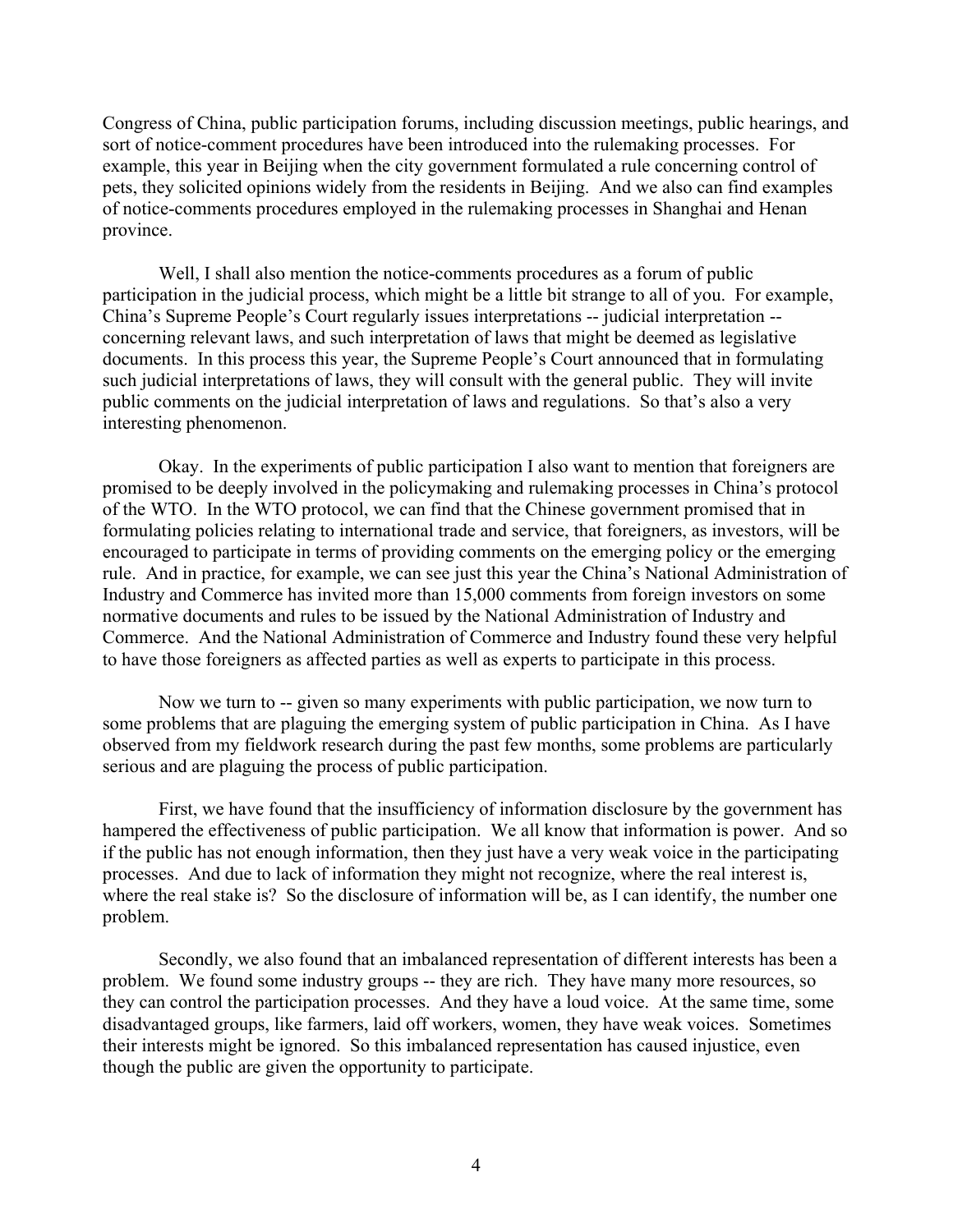Congress of China, public participation forums, including discussion meetings, public hearings, and sort of notice-comment procedures have been introduced into the rulemaking processes. For example, this year in Beijing when the city government formulated a rule concerning control of pets, they solicited opinions widely from the residents in Beijing. And we also can find examples of notice-comments procedures employed in the rulemaking processes in Shanghai and Henan province.

Well, I shall also mention the notice-comments procedures as a forum of public participation in the judicial process, which might be a little bit strange to all of you. For example, China's Supreme People's Court regularly issues interpretations -- judicial interpretation -- concerning relevant laws, and such interpretation of laws that might be deemed as legislative documents. In this process this year, the Supreme People's Court announced that in formulating such judicial interpretations of laws, they will consult with the general public. They will invite public comments on the judicial interpretation of laws and regulations. So that's also a very interesting phenomenon.

Okay. In the experiments of public participation I also want to mention that foreigners are promised to be deeply involved in the policymaking and rulemaking processes in China's protocol of the WTO. In the WTO protocol, we can find that the Chinese government promised that in formulating policies relating to international trade and service, that foreigners, as investors, will be encouraged to participate in terms of providing comments on the emerging policy or the emerging rule. And in practice, for example, we can see just this year the China's National Administration of Industry and Commerce has invited more than 15,000 comments from foreign investors on some normative documents and rules to be issued by the National Administration of Industry and Commerce. And the National Administration of Commerce and Industry found these very helpful to have those foreigners as affected parties as well as experts to participate in this process.

Now we turn to -- given so many experiments with public participation, we now turn to some problems that are plaguing the emerging system of public participation in China. As I have observed from my fieldwork research during the past few months, some problems are particularly serious and are plaguing the process of public participation.

First, we have found that the insufficiency of information disclosure by the government has hampered the effectiveness of public participation. We all know that information is power. And so if the public has not enough information, then they just have a very weak voice in the participating processes. And due to lack of information they might not recognize, where the real interest is, where the real stake is? So the disclosure of information will be, as I can identify, the number one problem.

Secondly, we also found that an imbalanced representation of different interests has been a problem. We found some industry groups -- they are rich. They have many more resources, so they can control the participation processes. And they have a loud voice. At the same time, some disadvantaged groups, like farmers, laid off workers, women, they have weak voices. Sometimes their interests might be ignored. So this imbalanced representation has caused injustice, even though the public are given the opportunity to participate.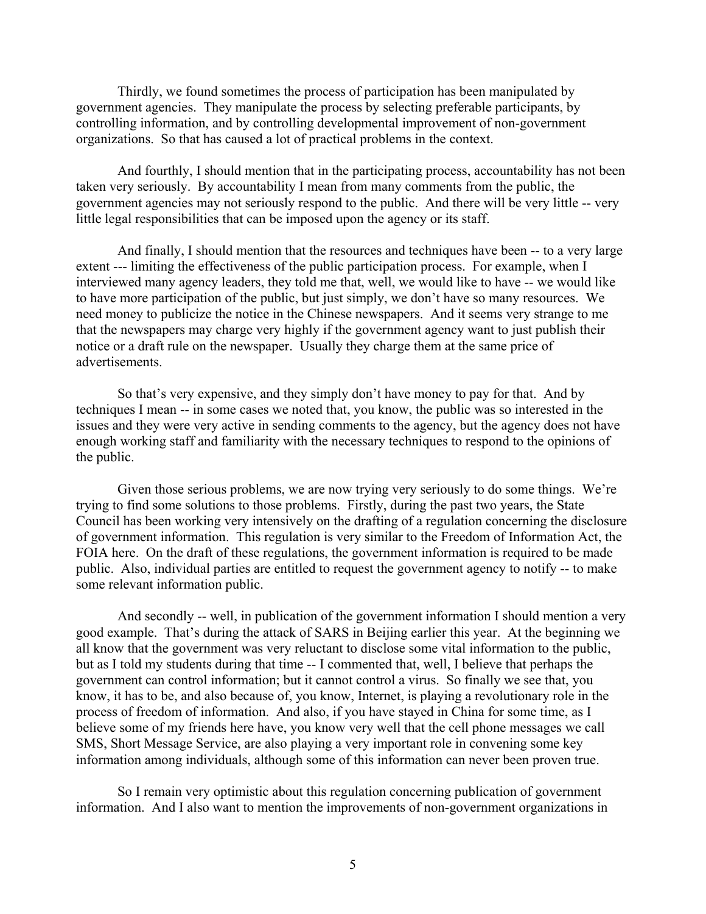Thirdly, we found sometimes the process of participation has been manipulated by government agencies. They manipulate the process by selecting preferable participants, by controlling information, and by controlling developmental improvement of non-government organizations. So that has caused a lot of practical problems in the context.

And fourthly, I should mention that in the participating process, accountability has not been taken very seriously. By accountability I mean from many comments from the public, the government agencies may not seriously respond to the public. And there will be very little -- very little legal responsibilities that can be imposed upon the agency or its staff.

And finally, I should mention that the resources and techniques have been -- to a very large extent --- limiting the effectiveness of the public participation process. For example, when I interviewed many agency leaders, they told me that, well, we would like to have -- we would like to have more participation of the public, but just simply, we don't have so many resources. We need money to publicize the notice in the Chinese newspapers. And it seems very strange to me that the newspapers may charge very highly if the government agency want to just publish their notice or a draft rule on the newspaper. Usually they charge them at the same price of advertisements.

So that's very expensive, and they simply don't have money to pay for that. And by techniques I mean -- in some cases we noted that, you know, the public was so interested in the issues and they were very active in sending comments to the agency, but the agency does not have enough working staff and familiarity with the necessary techniques to respond to the opinions of the public.

Given those serious problems, we are now trying very seriously to do some things. We're trying to find some solutions to those problems. Firstly, during the past two years, the State Council has been working very intensively on the drafting of a regulation concerning the disclosure of government information. This regulation is very similar to the Freedom of Information Act, the FOIA here. On the draft of these regulations, the government information is required to be made public. Also, individual parties are entitled to request the government agency to notify -- to make some relevant information public.

And secondly -- well, in publication of the government information I should mention a very good example. That's during the attack of SARS in Beijing earlier this year. At the beginning we all know that the government was very reluctant to disclose some vital information to the public, but as I told my students during that time -- I commented that, well, I believe that perhaps the government can control information; but it cannot control a virus. So finally we see that, you know, it has to be, and also because of, you know, Internet, is playing a revolutionary role in the process of freedom of information. And also, if you have stayed in China for some time, as I believe some of my friends here have, you know very well that the cell phone messages we call SMS, Short Message Service, are also playing a very important role in convening some key information among individuals, although some of this information can never been proven true.

So I remain very optimistic about this regulation concerning publication of government information. And I also want to mention the improvements of non-government organizations in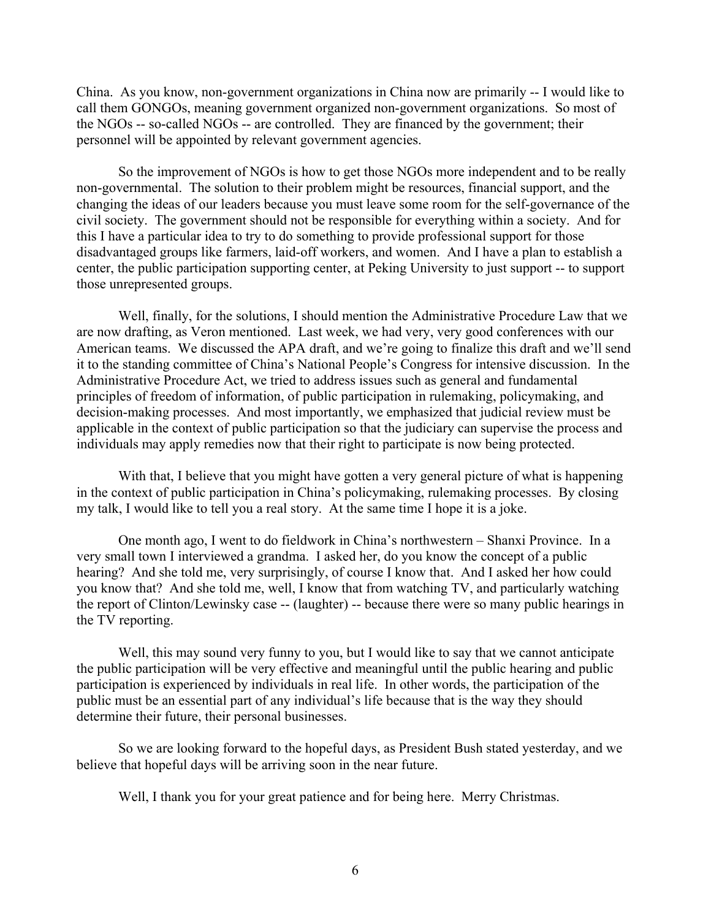China. As you know, non-government organizations in China now are primarily -- I would like to call them GONGOs, meaning government organized non-government organizations. So most of the NGOs -- so-called NGOs -- are controlled. They are financed by the government; their personnel will be appointed by relevant government agencies.

So the improvement of NGOs is how to get those NGOs more independent and to be really non-governmental. The solution to their problem might be resources, financial support, and the changing the ideas of our leaders because you must leave some room for the self-governance of the civil society. The government should not be responsible for everything within a society. And for this I have a particular idea to try to do something to provide professional support for those disadvantaged groups like farmers, laid-off workers, and women. And I have a plan to establish a center, the public participation supporting center, at Peking University to just support -- to support those unrepresented groups.

Well, finally, for the solutions, I should mention the Administrative Procedure Law that we are now drafting, as Veron mentioned. Last week, we had very, very good conferences with our American teams. We discussed the APA draft, and we're going to finalize this draft and we'll send it to the standing committee of China's National People's Congress for intensive discussion. In the Administrative Procedure Act, we tried to address issues such as general and fundamental principles of freedom of information, of public participation in rulemaking, policymaking, and decision-making processes. And most importantly, we emphasized that judicial review must be applicable in the context of public participation so that the judiciary can supervise the process and individuals may apply remedies now that their right to participate is now being protected.

With that, I believe that you might have gotten a very general picture of what is happening in the context of public participation in China's policymaking, rulemaking processes. By closing my talk, I would like to tell you a real story. At the same time I hope it is a joke.

One month ago, I went to do fieldwork in China's northwestern – Shanxi Province. In a very small town I interviewed a grandma. I asked her, do you know the concept of a public hearing? And she told me, very surprisingly, of course I know that. And I asked her how could you know that? And she told me, well, I know that from watching TV, and particularly watching the report of Clinton/Lewinsky case -- (laughter) -- because there were so many public hearings in the TV reporting.

Well, this may sound very funny to you, but I would like to say that we cannot anticipate the public participation will be very effective and meaningful until the public hearing and public participation is experienced by individuals in real life. In other words, the participation of the public must be an essential part of any individual's life because that is the way they should determine their future, their personal businesses.

So we are looking forward to the hopeful days, as President Bush stated yesterday, and we believe that hopeful days will be arriving soon in the near future.

Well, I thank you for your great patience and for being here. Merry Christmas.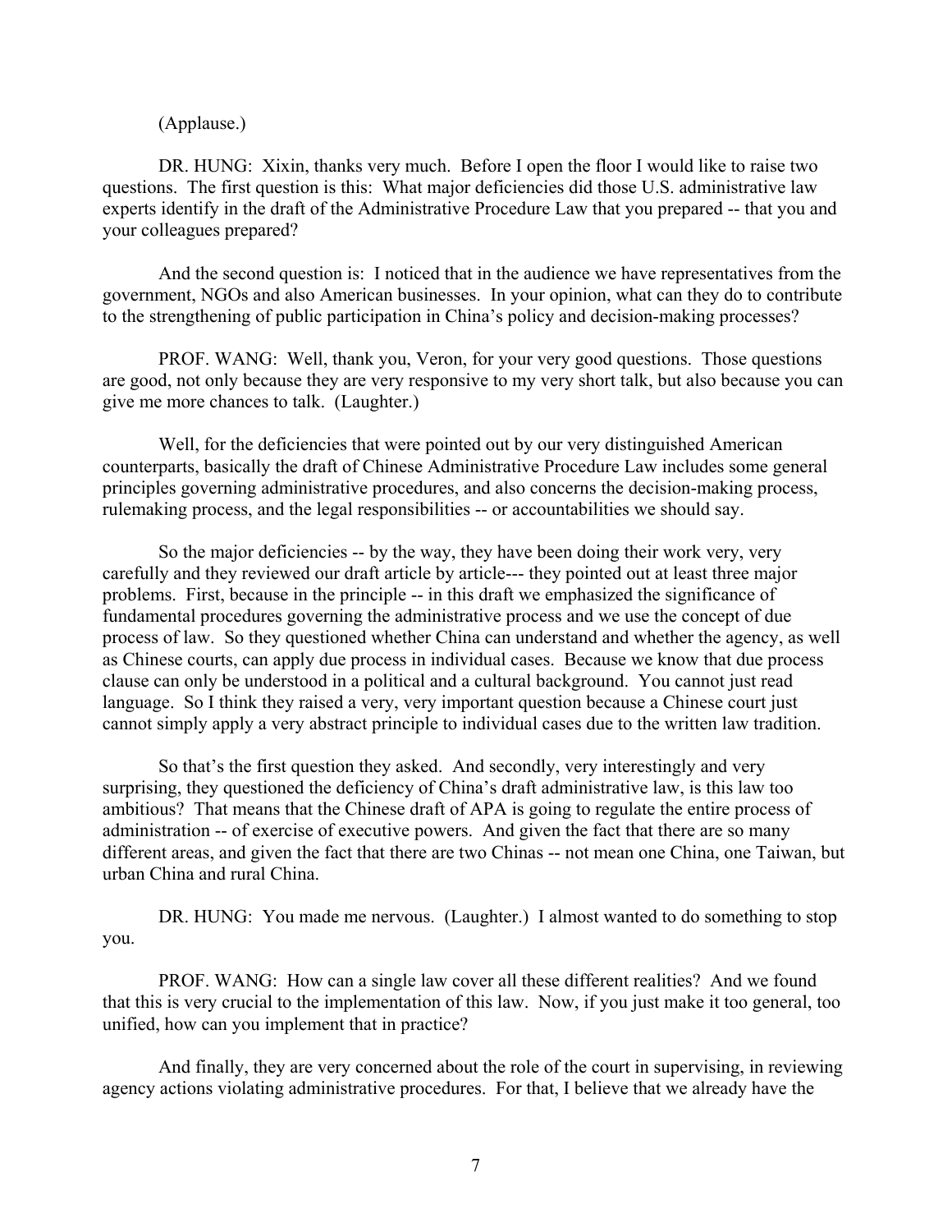(Applause.)

DR. HUNG: Xixin, thanks very much. Before I open the floor I would like to raise two questions. The first question is this: What major deficiencies did those U.S. administrative law experts identify in the draft of the Administrative Procedure Law that you prepared -- that you and your colleagues prepared?

And the second question is: I noticed that in the audience we have representatives from the government, NGOs and also American businesses. In your opinion, what can they do to contribute to the strengthening of public participation in China's policy and decision-making processes?

PROF. WANG: Well, thank you, Veron, for your very good questions. Those questions are good, not only because they are very responsive to my very short talk, but also because you can give me more chances to talk. (Laughter.)

Well, for the deficiencies that were pointed out by our very distinguished American counterparts, basically the draft of Chinese Administrative Procedure Law includes some general principles governing administrative procedures, and also concerns the decision-making process, rulemaking process, and the legal responsibilities -- or accountabilities we should say.

So the major deficiencies -- by the way, they have been doing their work very, very carefully and they reviewed our draft article by article--- they pointed out at least three major problems. First, because in the principle -- in this draft we emphasized the significance of fundamental procedures governing the administrative process and we use the concept of due process of law. So they questioned whether China can understand and whether the agency, as well as Chinese courts, can apply due process in individual cases. Because we know that due process clause can only be understood in a political and a cultural background. You cannot just read language. So I think they raised a very, very important question because a Chinese court just cannot simply apply a very abstract principle to individual cases due to the written law tradition.

So that's the first question they asked. And secondly, very interestingly and very surprising, they questioned the deficiency of China's draft administrative law, is this law too ambitious? That means that the Chinese draft of APA is going to regulate the entire process of administration -- of exercise of executive powers. And given the fact that there are so many different areas, and given the fact that there are two Chinas -- not mean one China, one Taiwan, but urban China and rural China.

DR. HUNG: You made me nervous. (Laughter.) I almost wanted to do something to stop you.

PROF. WANG: How can a single law cover all these different realities? And we found that this is very crucial to the implementation of this law. Now, if you just make it too general, too unified, how can you implement that in practice?

And finally, they are very concerned about the role of the court in supervising, in reviewing agency actions violating administrative procedures. For that, I believe that we already have the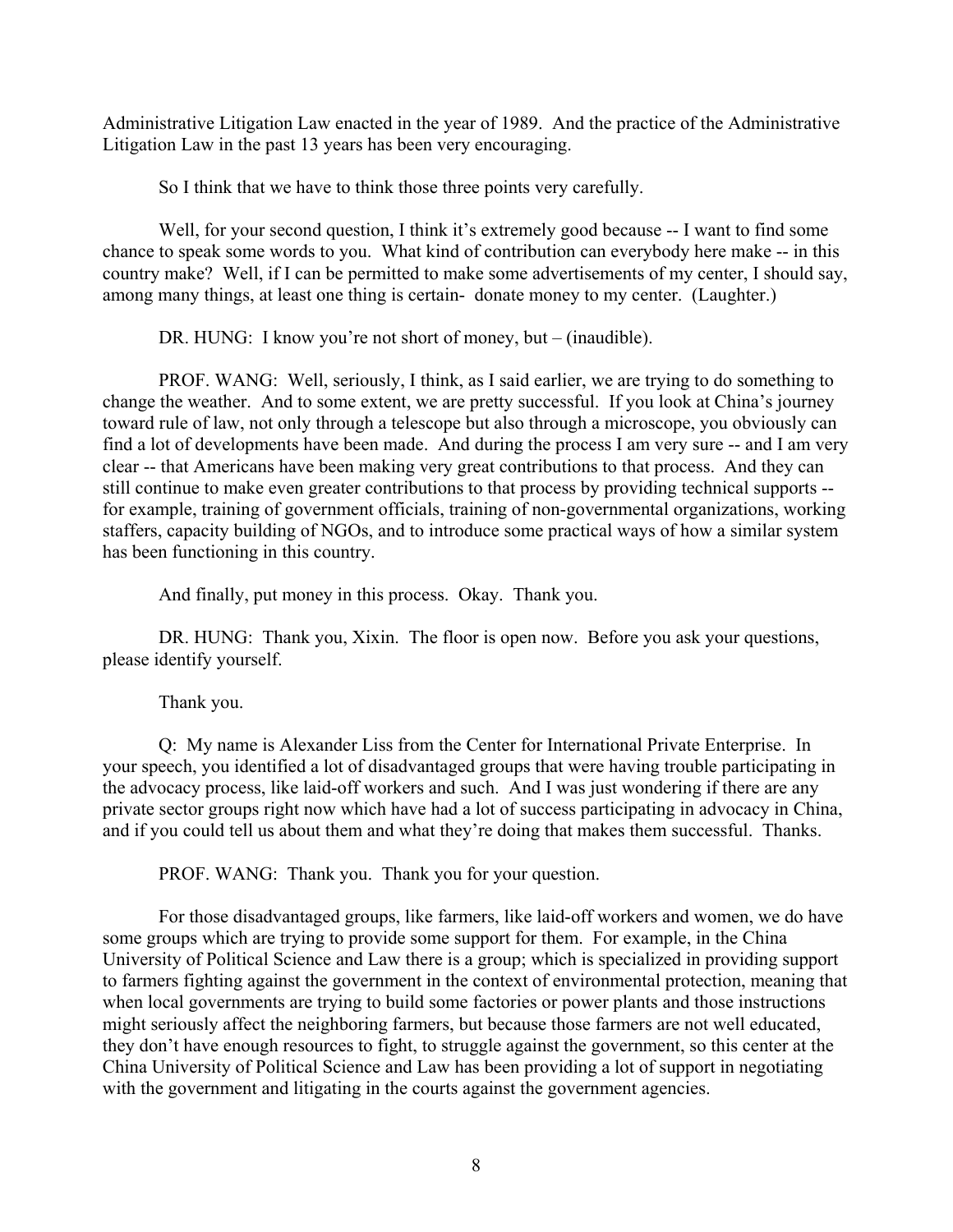Administrative Litigation Law enacted in the year of 1989. And the practice of the Administrative Litigation Law in the past 13 years has been very encouraging.

So I think that we have to think those three points very carefully.

Well, for your second question, I think it's extremely good because -- I want to find some chance to speak some words to you. What kind of contribution can everybody here make -- in this country make? Well, if I can be permitted to make some advertisements of my center, I should say, among many things, at least one thing is certain- donate money to my center. (Laughter.)

DR. HUNG: I know you're not short of money, but – (inaudible).

PROF. WANG: Well, seriously, I think, as I said earlier, we are trying to do something to change the weather. And to some extent, we are pretty successful. If you look at China's journey toward rule of law, not only through a telescope but also through a microscope, you obviously can find a lot of developments have been made. And during the process I am very sure -- and I am very clear -- that Americans have been making very great contributions to that process. And they can still continue to make even greater contributions to that process by providing technical supports -- for example, training of government officials, training of non-governmental organizations, working staffers, capacity building of NGOs, and to introduce some practical ways of how a similar system has been functioning in this country.

And finally, put money in this process. Okay. Thank you.

DR. HUNG: Thank you, Xixin. The floor is open now. Before you ask your questions, please identify yourself.

Thank you.

Q: My name is Alexander Liss from the Center for International Private Enterprise. In your speech, you identified a lot of disadvantaged groups that were having trouble participating in the advocacy process, like laid-off workers and such. And I was just wondering if there are any private sector groups right now which have had a lot of success participating in advocacy in China, and if you could tell us about them and what they're doing that makes them successful. Thanks.

PROF. WANG: Thank you. Thank you for your question.

For those disadvantaged groups, like farmers, like laid-off workers and women, we do have some groups which are trying to provide some support for them. For example, in the China University of Political Science and Law there is a group; which is specialized in providing support to farmers fighting against the government in the context of environmental protection, meaning that when local governments are trying to build some factories or power plants and those instructions might seriously affect the neighboring farmers, but because those farmers are not well educated, they don't have enough resources to fight, to struggle against the government, so this center at the China University of Political Science and Law has been providing a lot of support in negotiating with the government and litigating in the courts against the government agencies.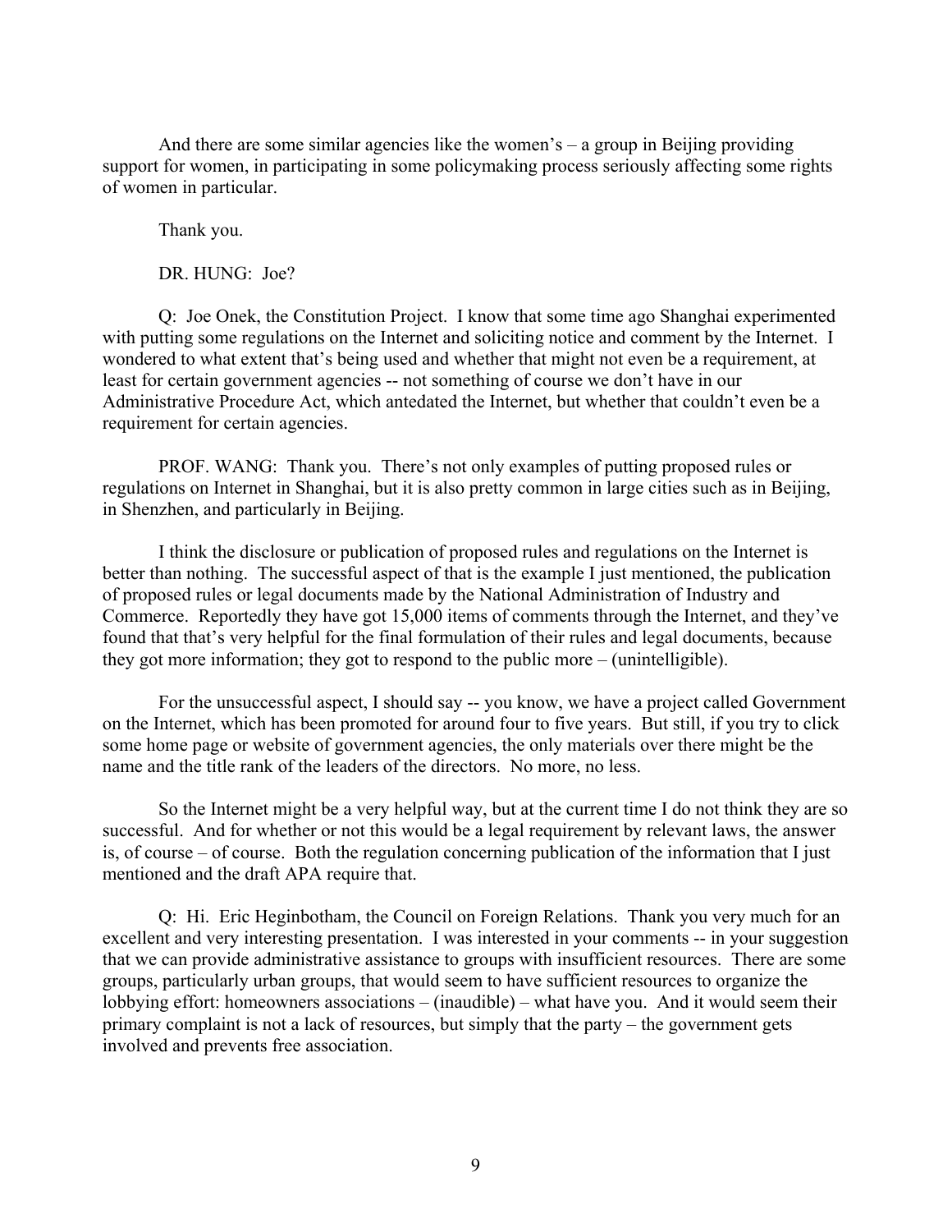And there are some similar agencies like the women's – a group in Beijing providing support for women, in participating in some policymaking process seriously affecting some rights of women in particular.

Thank you.

DR. HUNG: Joe?

Q: Joe Onek, the Constitution Project. I know that some time ago Shanghai experimented with putting some regulations on the Internet and soliciting notice and comment by the Internet. I wondered to what extent that's being used and whether that might not even be a requirement, at least for certain government agencies -- not something of course we don't have in our Administrative Procedure Act, which antedated the Internet, but whether that couldn't even be a requirement for certain agencies.

PROF. WANG: Thank you. There's not only examples of putting proposed rules or regulations on Internet in Shanghai, but it is also pretty common in large cities such as in Beijing, in Shenzhen, and particularly in Beijing.

I think the disclosure or publication of proposed rules and regulations on the Internet is better than nothing. The successful aspect of that is the example I just mentioned, the publication of proposed rules or legal documents made by the National Administration of Industry and Commerce. Reportedly they have got 15,000 items of comments through the Internet, and they've found that that's very helpful for the final formulation of their rules and legal documents, because they got more information; they got to respond to the public more – (unintelligible).

For the unsuccessful aspect, I should say -- you know, we have a project called Government on the Internet, which has been promoted for around four to five years. But still, if you try to click some home page or website of government agencies, the only materials over there might be the name and the title rank of the leaders of the directors. No more, no less.

So the Internet might be a very helpful way, but at the current time I do not think they are so successful. And for whether or not this would be a legal requirement by relevant laws, the answer is, of course – of course. Both the regulation concerning publication of the information that I just mentioned and the draft APA require that.

Q: Hi. Eric Heginbotham, the Council on Foreign Relations. Thank you very much for an excellent and very interesting presentation. I was interested in your comments -- in your suggestion that we can provide administrative assistance to groups with insufficient resources. There are some groups, particularly urban groups, that would seem to have sufficient resources to organize the lobbying effort: homeowners associations – (inaudible) – what have you. And it would seem their primary complaint is not a lack of resources, but simply that the party – the government gets involved and prevents free association.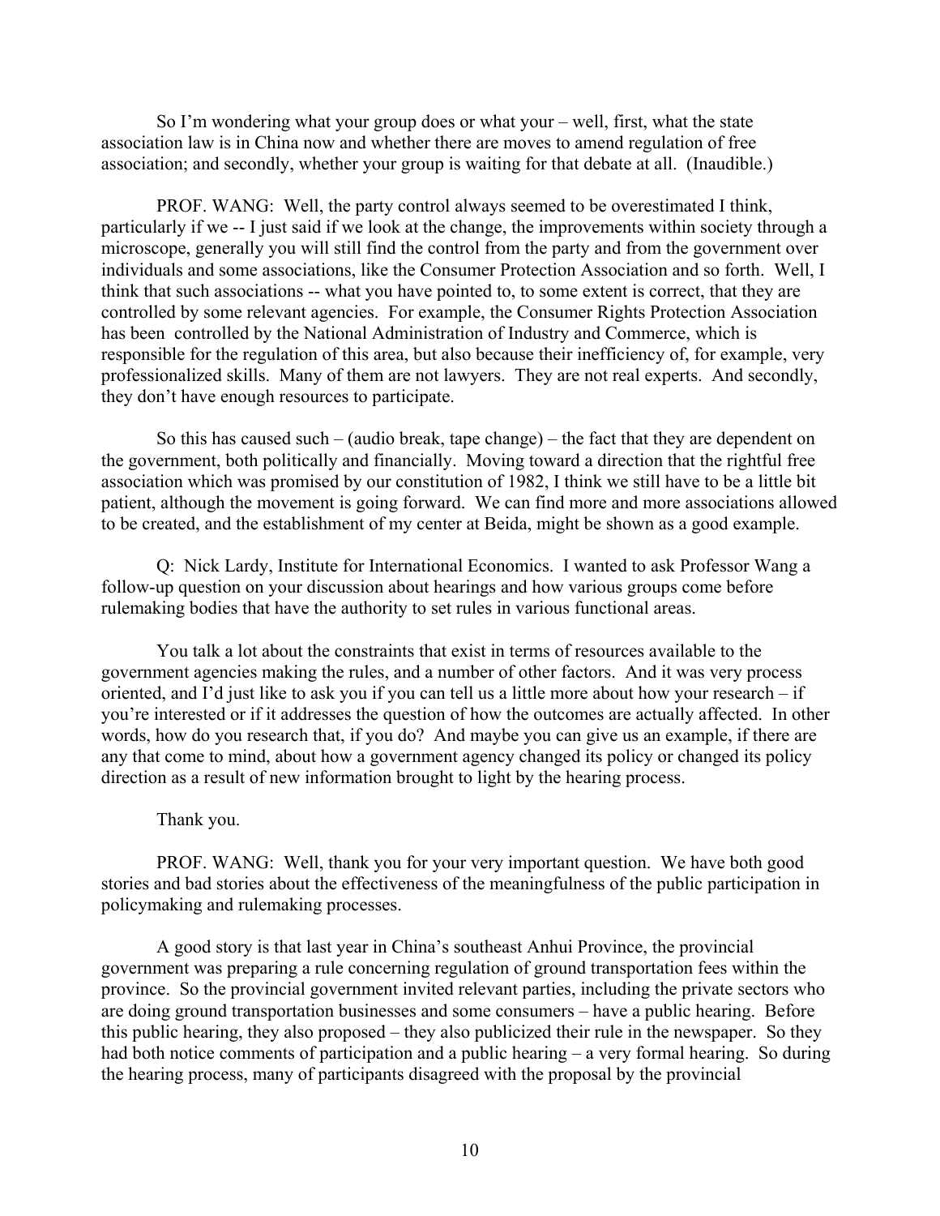So I'm wondering what your group does or what your – well, first, what the state association law is in China now and whether there are moves to amend regulation of free association; and secondly, whether your group is waiting for that debate at all. (Inaudible.)

PROF. WANG: Well, the party control always seemed to be overestimated I think, particularly if we -- I just said if we look at the change, the improvements within society through a microscope, generally you will still find the control from the party and from the government over individuals and some associations, like the Consumer Protection Association and so forth. Well, I think that such associations -- what you have pointed to, to some extent is correct, that they are controlled by some relevant agencies. For example, the Consumer Rights Protection Association has been controlled by the National Administration of Industry and Commerce, which is responsible for the regulation of this area, but also because their inefficiency of, for example, very professionalized skills. Many of them are not lawyers. They are not real experts. And secondly, they don't have enough resources to participate.

So this has caused such – (audio break, tape change) – the fact that they are dependent on the government, both politically and financially. Moving toward a direction that the rightful free association which was promised by our constitution of 1982, I think we still have to be a little bit patient, although the movement is going forward. We can find more and more associations allowed to be created, and the establishment of my center at Beida, might be shown as a good example.

Q: Nick Lardy, Institute for International Economics. I wanted to ask Professor Wang a follow-up question on your discussion about hearings and how various groups come before rulemaking bodies that have the authority to set rules in various functional areas.

You talk a lot about the constraints that exist in terms of resources available to the government agencies making the rules, and a number of other factors. And it was very process oriented, and I'd just like to ask you if you can tell us a little more about how your research – if you're interested or if it addresses the question of how the outcomes are actually affected. In other words, how do you research that, if you do? And maybe you can give us an example, if there are any that come to mind, about how a government agency changed its policy or changed its policy direction as a result of new information brought to light by the hearing process.

Thank you.

PROF. WANG: Well, thank you for your very important question. We have both good stories and bad stories about the effectiveness of the meaningfulness of the public participation in policymaking and rulemaking processes.

A good story is that last year in China's southeast Anhui Province, the provincial government was preparing a rule concerning regulation of ground transportation fees within the province. So the provincial government invited relevant parties, including the private sectors who are doing ground transportation businesses and some consumers – have a public hearing. Before this public hearing, they also proposed – they also publicized their rule in the newspaper. So they had both notice comments of participation and a public hearing – a very formal hearing. So during the hearing process, many of participants disagreed with the proposal by the provincial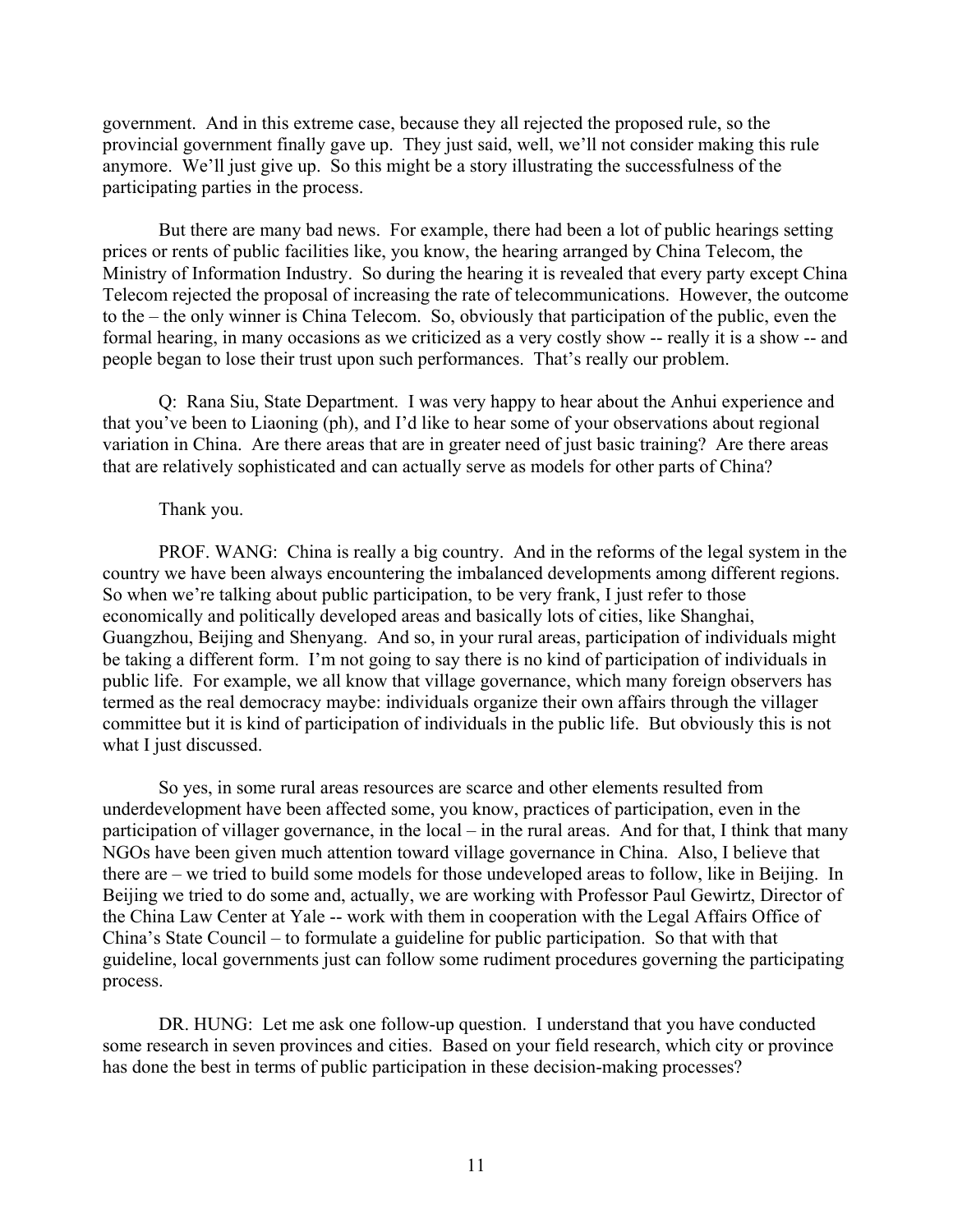government. And in this extreme case, because they all rejected the proposed rule, so the provincial government finally gave up. They just said, well, we'll not consider making this rule anymore. We'll just give up. So this might be a story illustrating the successfulness of the participating parties in the process.

But there are many bad news. For example, there had been a lot of public hearings setting prices or rents of public facilities like, you know, the hearing arranged by China Telecom, the Ministry of Information Industry. So during the hearing it is revealed that every party except China Telecom rejected the proposal of increasing the rate of telecommunications. However, the outcome to the – the only winner is China Telecom. So, obviously that participation of the public, even the formal hearing, in many occasions as we criticized as a very costly show -- really it is a show -- and people began to lose their trust upon such performances. That's really our problem.

Q: Rana Siu, State Department. I was very happy to hear about the Anhui experience and that you've been to Liaoning (ph), and I'd like to hear some of your observations about regional variation in China. Are there areas that are in greater need of just basic training? Are there areas that are relatively sophisticated and can actually serve as models for other parts of China?

Thank you.

PROF. WANG: China is really a big country. And in the reforms of the legal system in the country we have been always encountering the imbalanced developments among different regions. So when we're talking about public participation, to be very frank, I just refer to those economically and politically developed areas and basically lots of cities, like Shanghai, Guangzhou, Beijing and Shenyang. And so, in your rural areas, participation of individuals might be taking a different form. I'm not going to say there is no kind of participation of individuals in public life. For example, we all know that village governance, which many foreign observers has termed as the real democracy maybe: individuals organize their own affairs through the villager committee but it is kind of participation of individuals in the public life. But obviously this is not what I just discussed.

So yes, in some rural areas resources are scarce and other elements resulted from underdevelopment have been affected some, you know, practices of participation, even in the participation of villager governance, in the local – in the rural areas. And for that, I think that many NGOs have been given much attention toward village governance in China. Also, I believe that there are – we tried to build some models for those undeveloped areas to follow, like in Beijing. In Beijing we tried to do some and, actually, we are working with Professor Paul Gewirtz, Director of the China Law Center at Yale -- work with them in cooperation with the Legal Affairs Office of China's State Council – to formulate a guideline for public participation. So that with that guideline, local governments just can follow some rudiment procedures governing the participating process.

DR. HUNG: Let me ask one follow-up question. I understand that you have conducted some research in seven provinces and cities. Based on your field research, which city or province has done the best in terms of public participation in these decision-making processes?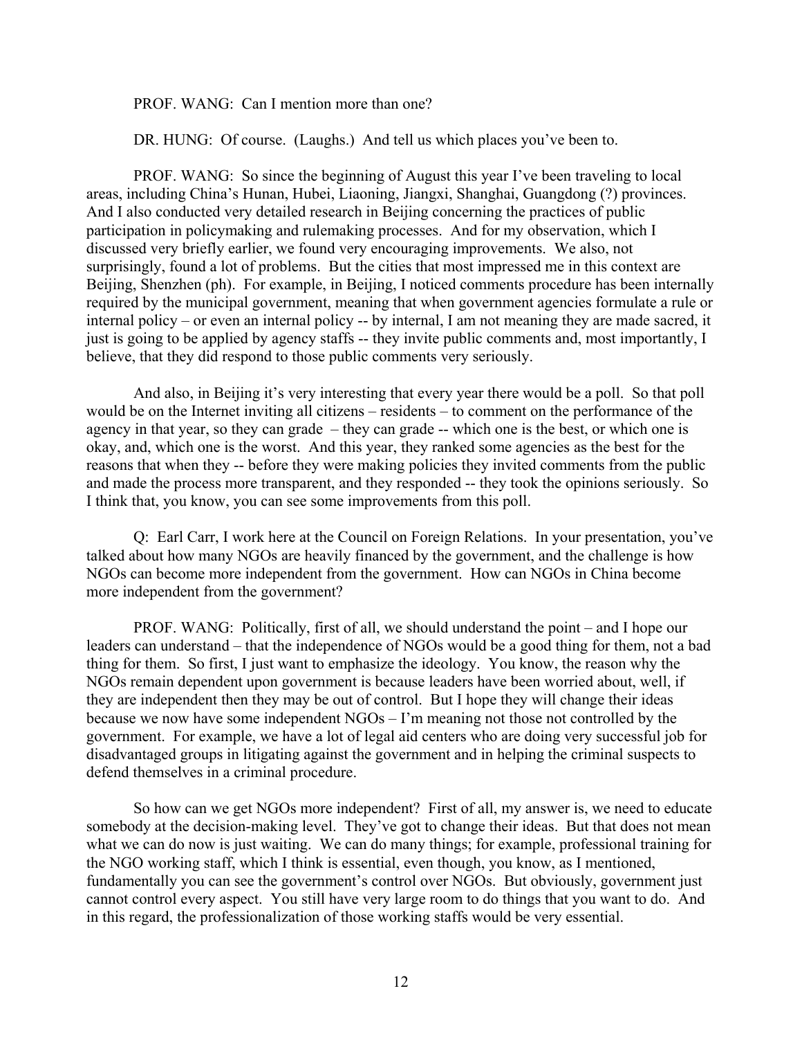PROF. WANG: Can I mention more than one?

DR. HUNG: Of course. (Laughs.) And tell us which places you've been to.

PROF. WANG: So since the beginning of August this year I've been traveling to local areas, including China's Hunan, Hubei, Liaoning, Jiangxi, Shanghai, Guangdong (?) provinces. And I also conducted very detailed research in Beijing concerning the practices of public participation in policymaking and rulemaking processes. And for my observation, which I discussed very briefly earlier, we found very encouraging improvements. We also, not surprisingly, found a lot of problems. But the cities that most impressed me in this context are Beijing, Shenzhen (ph). For example, in Beijing, I noticed comments procedure has been internally required by the municipal government, meaning that when government agencies formulate a rule or internal policy – or even an internal policy -- by internal, I am not meaning they are made sacred, it just is going to be applied by agency staffs -- they invite public comments and, most importantly, I believe, that they did respond to those public comments very seriously.

And also, in Beijing it's very interesting that every year there would be a poll. So that poll would be on the Internet inviting all citizens – residents – to comment on the performance of the agency in that year, so they can grade – they can grade -- which one is the best, or which one is okay, and, which one is the worst. And this year, they ranked some agencies as the best for the reasons that when they -- before they were making policies they invited comments from the public and made the process more transparent, and they responded -- they took the opinions seriously. So I think that, you know, you can see some improvements from this poll.

Q: Earl Carr, I work here at the Council on Foreign Relations. In your presentation, you've talked about how many NGOs are heavily financed by the government, and the challenge is how NGOs can become more independent from the government. How can NGOs in China become more independent from the government?

PROF. WANG: Politically, first of all, we should understand the point – and I hope our leaders can understand – that the independence of NGOs would be a good thing for them, not a bad thing for them. So first, I just want to emphasize the ideology. You know, the reason why the NGOs remain dependent upon government is because leaders have been worried about, well, if they are independent then they may be out of control. But I hope they will change their ideas because we now have some independent NGOs – I'm meaning not those not controlled by the government. For example, we have a lot of legal aid centers who are doing very successful job for disadvantaged groups in litigating against the government and in helping the criminal suspects to defend themselves in a criminal procedure.

So how can we get NGOs more independent? First of all, my answer is, we need to educate somebody at the decision-making level. They've got to change their ideas. But that does not mean what we can do now is just waiting. We can do many things; for example, professional training for the NGO working staff, which I think is essential, even though, you know, as I mentioned, fundamentally you can see the government's control over NGOs. But obviously, government just cannot control every aspect. You still have very large room to do things that you want to do. And in this regard, the professionalization of those working staffs would be very essential.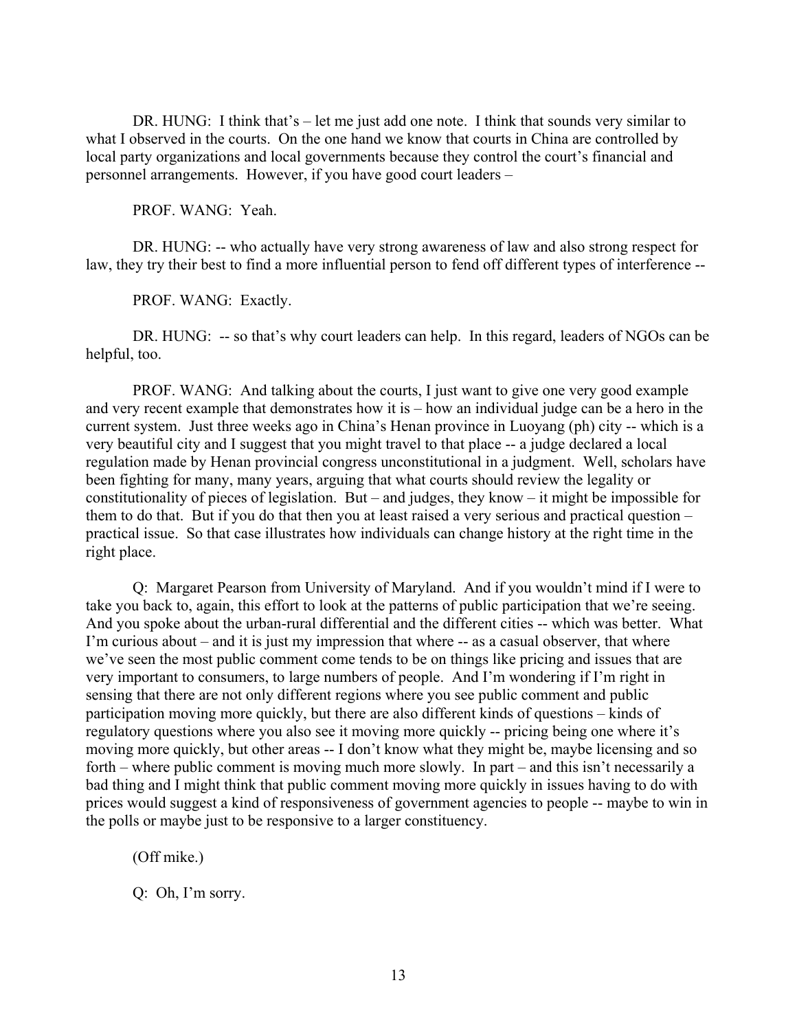DR. HUNG: I think that's – let me just add one note. I think that sounds very similar to what I observed in the courts. On the one hand we know that courts in China are controlled by local party organizations and local governments because they control the court's financial and personnel arrangements. However, if you have good court leaders –

PROF. WANG: Yeah.

DR. HUNG: -- who actually have very strong awareness of law and also strong respect for law, they try their best to find a more influential person to fend off different types of interference --

PROF. WANG: Exactly.

DR. HUNG: -- so that's why court leaders can help. In this regard, leaders of NGOs can be helpful, too.

PROF. WANG: And talking about the courts, I just want to give one very good example and very recent example that demonstrates how it is – how an individual judge can be a hero in the current system. Just three weeks ago in China's Henan province in Luoyang (ph) city -- which is a very beautiful city and I suggest that you might travel to that place -- a judge declared a local regulation made by Henan provincial congress unconstitutional in a judgment. Well, scholars have been fighting for many, many years, arguing that what courts should review the legality or constitutionality of pieces of legislation. But – and judges, they know – it might be impossible for them to do that. But if you do that then you at least raised a very serious and practical question – practical issue. So that case illustrates how individuals can change history at the right time in the right place.

Q: Margaret Pearson from University of Maryland. And if you wouldn't mind if I were to take you back to, again, this effort to look at the patterns of public participation that we're seeing. And you spoke about the urban-rural differential and the different cities -- which was better. What I'm curious about – and it is just my impression that where -- as a casual observer, that where we've seen the most public comment come tends to be on things like pricing and issues that are very important to consumers, to large numbers of people. And I'm wondering if I'm right in sensing that there are not only different regions where you see public comment and public participation moving more quickly, but there are also different kinds of questions – kinds of regulatory questions where you also see it moving more quickly -- pricing being one where it's moving more quickly, but other areas -- I don't know what they might be, maybe licensing and so forth – where public comment is moving much more slowly. In part – and this isn't necessarily a bad thing and I might think that public comment moving more quickly in issues having to do with prices would suggest a kind of responsiveness of government agencies to people -- maybe to win in the polls or maybe just to be responsive to a larger constituency.

(Off mike.)

Q: Oh, I'm sorry.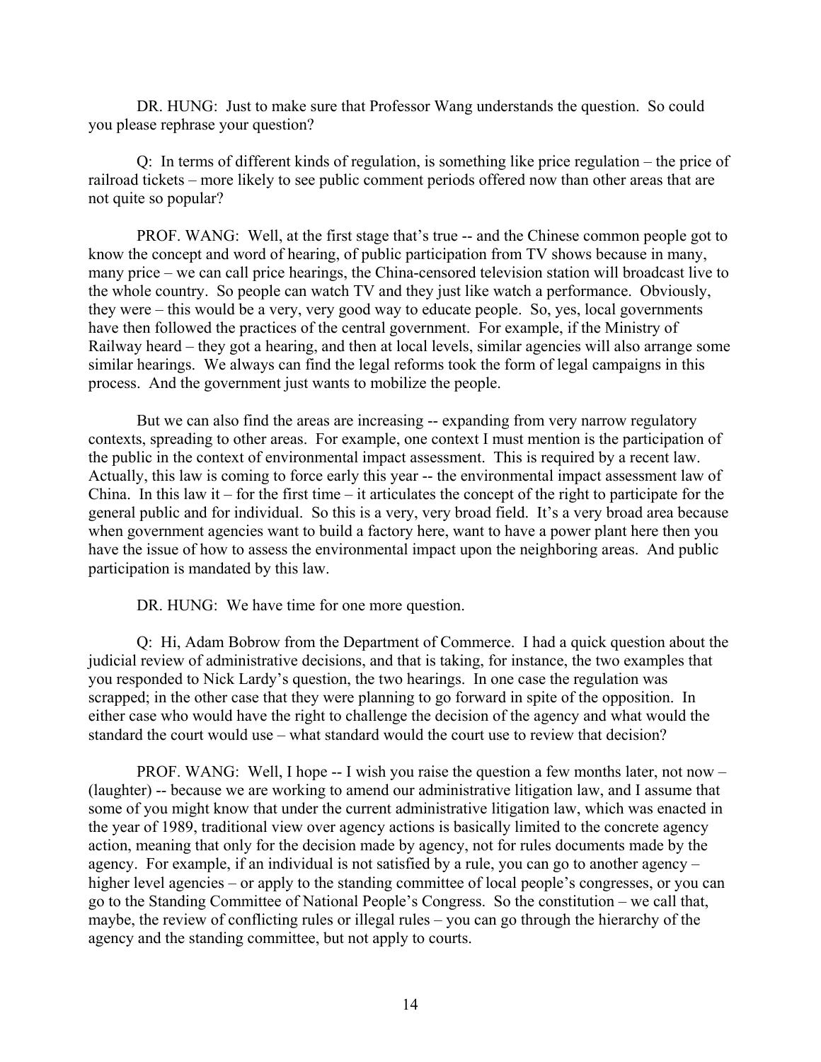DR. HUNG: Just to make sure that Professor Wang understands the question. So could you please rephrase your question?

Q: In terms of different kinds of regulation, is something like price regulation – the price of railroad tickets – more likely to see public comment periods offered now than other areas that are not quite so popular?

PROF. WANG: Well, at the first stage that's true -- and the Chinese common people got to know the concept and word of hearing, of public participation from TV shows because in many, many price – we can call price hearings, the China-censored television station will broadcast live to the whole country. So people can watch TV and they just like watch a performance. Obviously, they were – this would be a very, very good way to educate people. So, yes, local governments have then followed the practices of the central government. For example, if the Ministry of Railway heard – they got a hearing, and then at local levels, similar agencies will also arrange some similar hearings. We always can find the legal reforms took the form of legal campaigns in this process. And the government just wants to mobilize the people.

But we can also find the areas are increasing -- expanding from very narrow regulatory contexts, spreading to other areas. For example, one context I must mention is the participation of the public in the context of environmental impact assessment. This is required by a recent law. Actually, this law is coming to force early this year -- the environmental impact assessment law of China. In this law it – for the first time – it articulates the concept of the right to participate for the general public and for individual. So this is a very, very broad field. It's a very broad area because when government agencies want to build a factory here, want to have a power plant here then you have the issue of how to assess the environmental impact upon the neighboring areas. And public participation is mandated by this law.

DR. HUNG: We have time for one more question.

Q: Hi, Adam Bobrow from the Department of Commerce. I had a quick question about the judicial review of administrative decisions, and that is taking, for instance, the two examples that you responded to Nick Lardy's question, the two hearings. In one case the regulation was scrapped; in the other case that they were planning to go forward in spite of the opposition. In either case who would have the right to challenge the decision of the agency and what would the standard the court would use – what standard would the court use to review that decision?

PROF. WANG: Well, I hope -- I wish you raise the question a few months later, not now – (laughter) -- because we are working to amend our administrative litigation law, and I assume that some of you might know that under the current administrative litigation law, which was enacted in the year of 1989, traditional view over agency actions is basically limited to the concrete agency action, meaning that only for the decision made by agency, not for rules documents made by the agency. For example, if an individual is not satisfied by a rule, you can go to another agency – higher level agencies – or apply to the standing committee of local people's congresses, or you can go to the Standing Committee of National People's Congress. So the constitution – we call that, maybe, the review of conflicting rules or illegal rules – you can go through the hierarchy of the agency and the standing committee, but not apply to courts.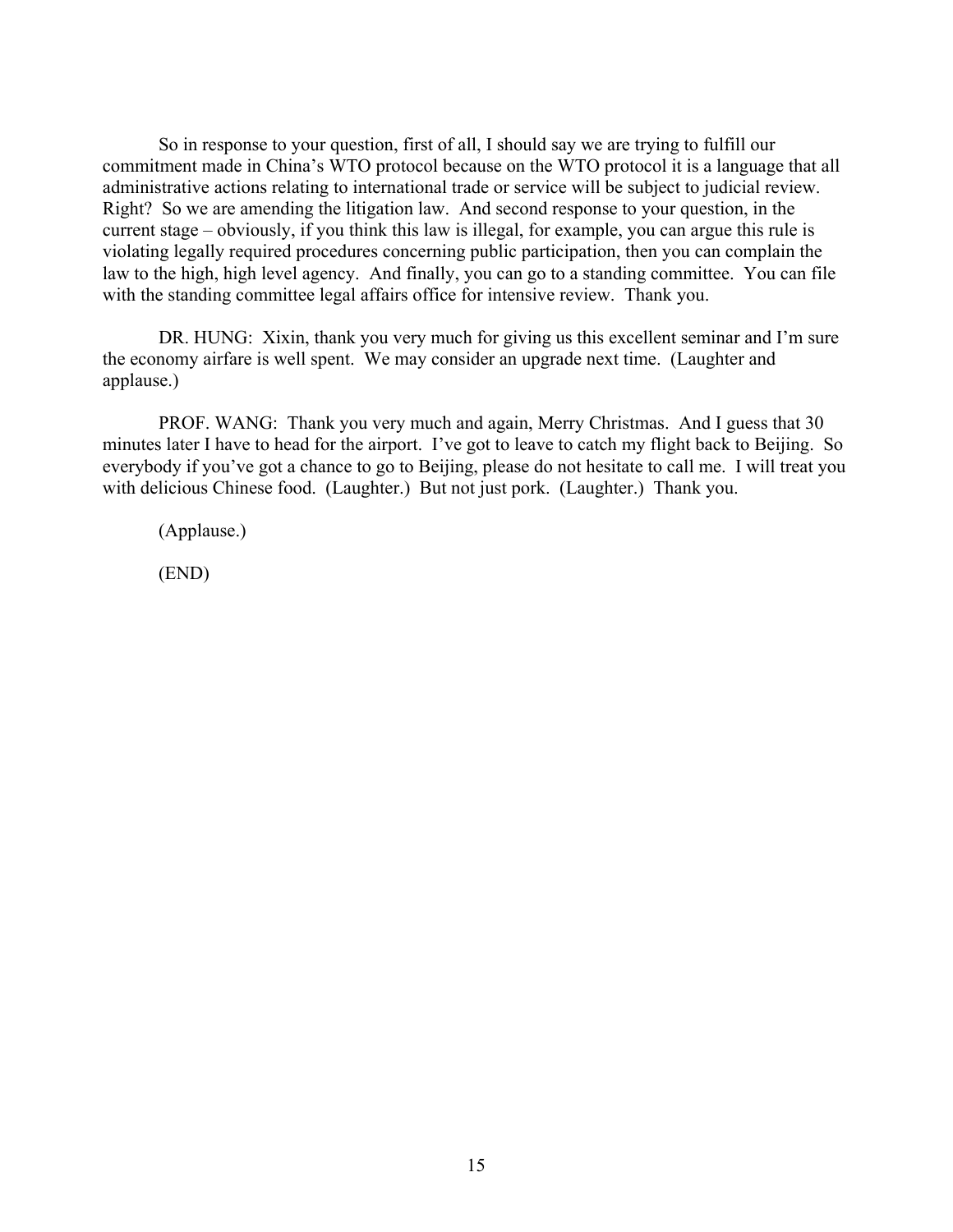So in response to your question, first of all, I should say we are trying to fulfill our commitment made in China's WTO protocol because on the WTO protocol it is a language that all administrative actions relating to international trade or service will be subject to judicial review. Right? So we are amending the litigation law. And second response to your question, in the current stage – obviously, if you think this law is illegal, for example, you can argue this rule is violating legally required procedures concerning public participation, then you can complain the law to the high, high level agency. And finally, you can go to a standing committee. You can file with the standing committee legal affairs office for intensive review. Thank you.

DR. HUNG: Xixin, thank you very much for giving us this excellent seminar and I'm sure the economy airfare is well spent. We may consider an upgrade next time. (Laughter and applause.)

PROF. WANG: Thank you very much and again, Merry Christmas. And I guess that 30 minutes later I have to head for the airport. I've got to leave to catch my flight back to Beijing. So everybody if you've got a chance to go to Beijing, please do not hesitate to call me. I will treat you with delicious Chinese food. (Laughter.) But not just pork. (Laughter.) Thank you.

(Applause.)

(END)